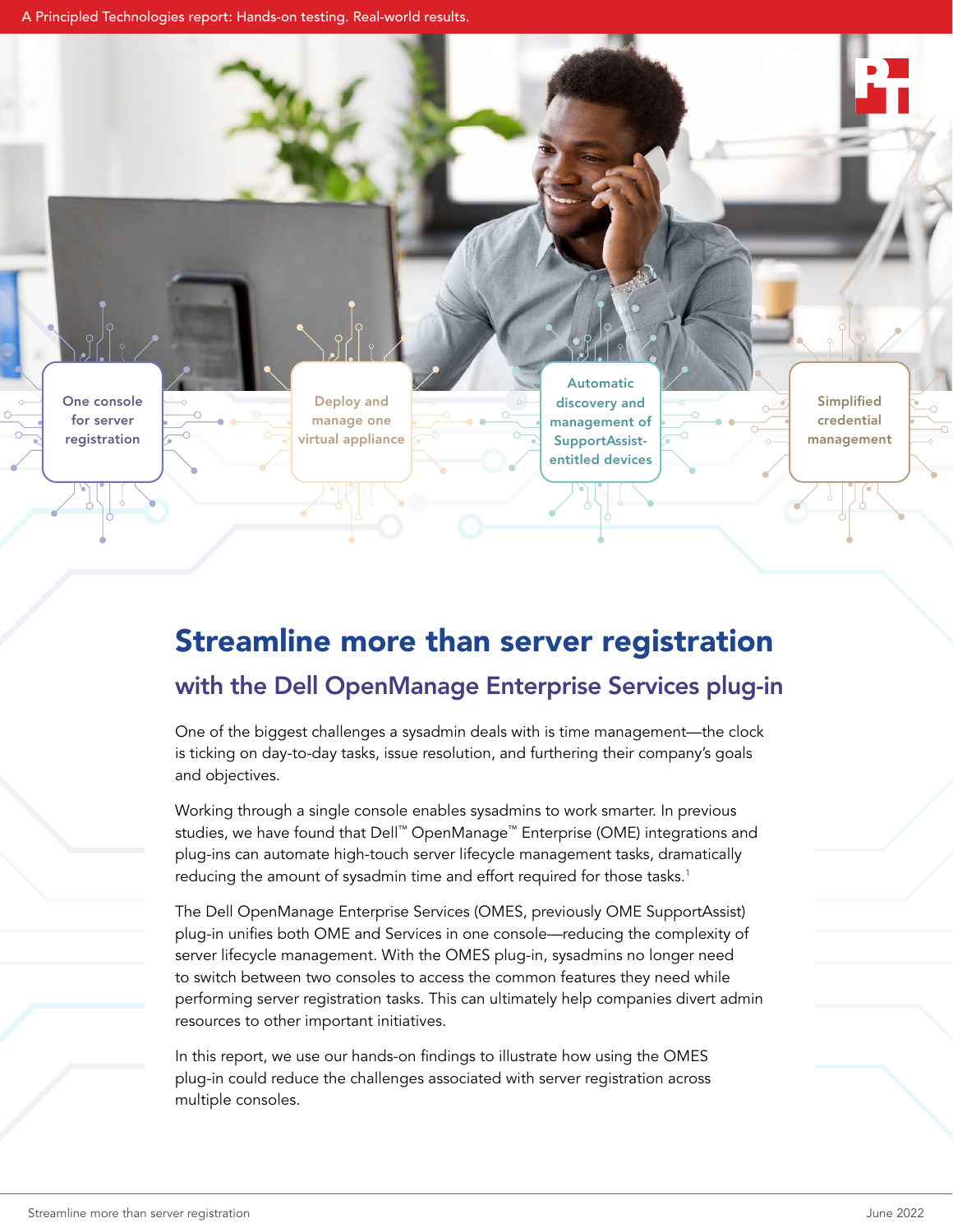A Principled Technologies report: Hands-on testing. Real-world results.

One console for server registration

Deploy and manage one virtual appliance

Automatic discovery and management of SupportAssist-entitled devices

Simplified credential management

# Streamline more than server registration

## with the Dell OpenManage Enterprise Services plug-in

One of the biggest challenges a sysadmin deals with is time management—the clock is ticking on day-to-day tasks, issue resolution, and furthering their company's goals and objectives.

Working through a single console enables sysadmins to work smarter. In previous studies, we have found that Dell™ OpenManage™ Enterprise (OME) integrations and plug-ins can automate high-touch server lifecycle management tasks, dramatically reducing the amount of sysadmin time and effort required for those tasks.[1]

The Dell OpenManage Enterprise Services (OMES, previously OME SupportAssist) plug-in unifies both OME and Services in one console—reducing the complexity of server lifecycle management. With the OMES plug-in, sysadmins no longer need to switch between two consoles to access the common features they need while performing server registration tasks. This can ultimately help companies divert admin resources to other important initiatives.

In this report, we use our hands-on findings to illustrate how using the OMES plug-in could reduce the challenges associated with server registration across multiple consoles.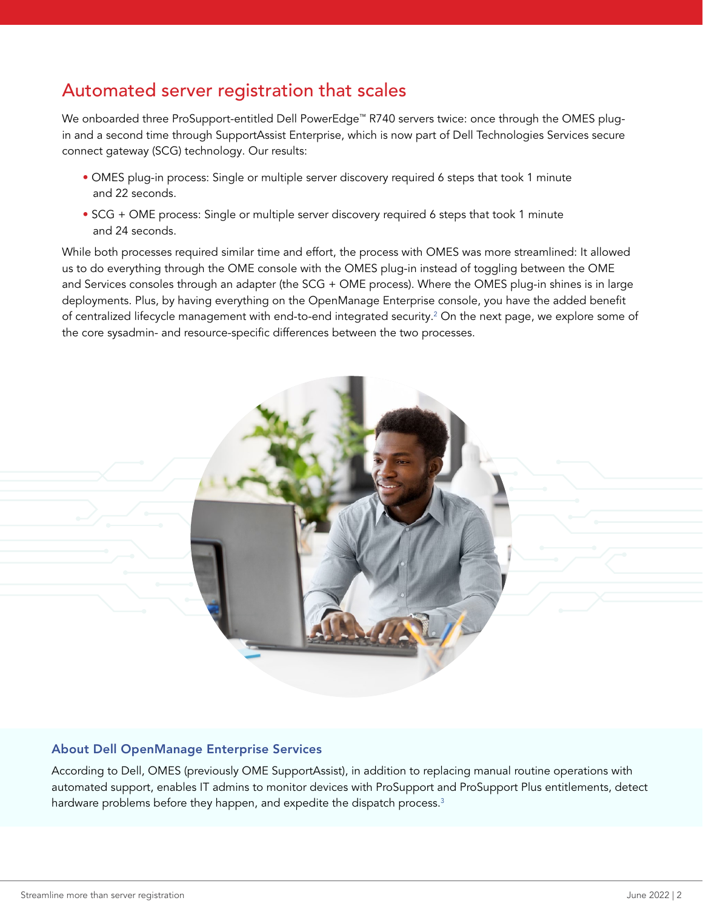## Automated server registration that scales

We onboarded three ProSupport-entitled Dell PowerEdge™ R740 servers twice: once through the OMES plug-in and a second time through SupportAssist Enterprise, which is now part of Dell Technologies Services secure connect gateway (SCG) technology. Our results:

- OMES plug-in process: Single or multiple server discovery required 6 steps that took 1 minute and 22 seconds.
- SCG + OME process: Single or multiple server discovery required 6 steps that took 1 minute and 24 seconds.

While both processes required similar time and effort, the process with OMES was more streamlined: It allowed us to do everything through the OME console with the OMES plug-in instead of toggling between the OME and Services consoles through an adapter (the SCG + OME process). Where the OMES plug-in shines is in large deployments. Plus, by having everything on the OpenManage Enterprise console, you have the added benefit of centralized lifecycle management with end-to-end integrated security.[2] On the next page, we explore some of the core sysadmin- and resource-specific differences between the two processes.

### About Dell OpenManage Enterprise Services

According to Dell, OMES (previously OME SupportAssist), in addition to replacing manual routine operations with automated support, enables IT admins to monitor devices with ProSupport and ProSupport Plus entitlements, detect hardware problems before they happen, and expedite the dispatch process.[3]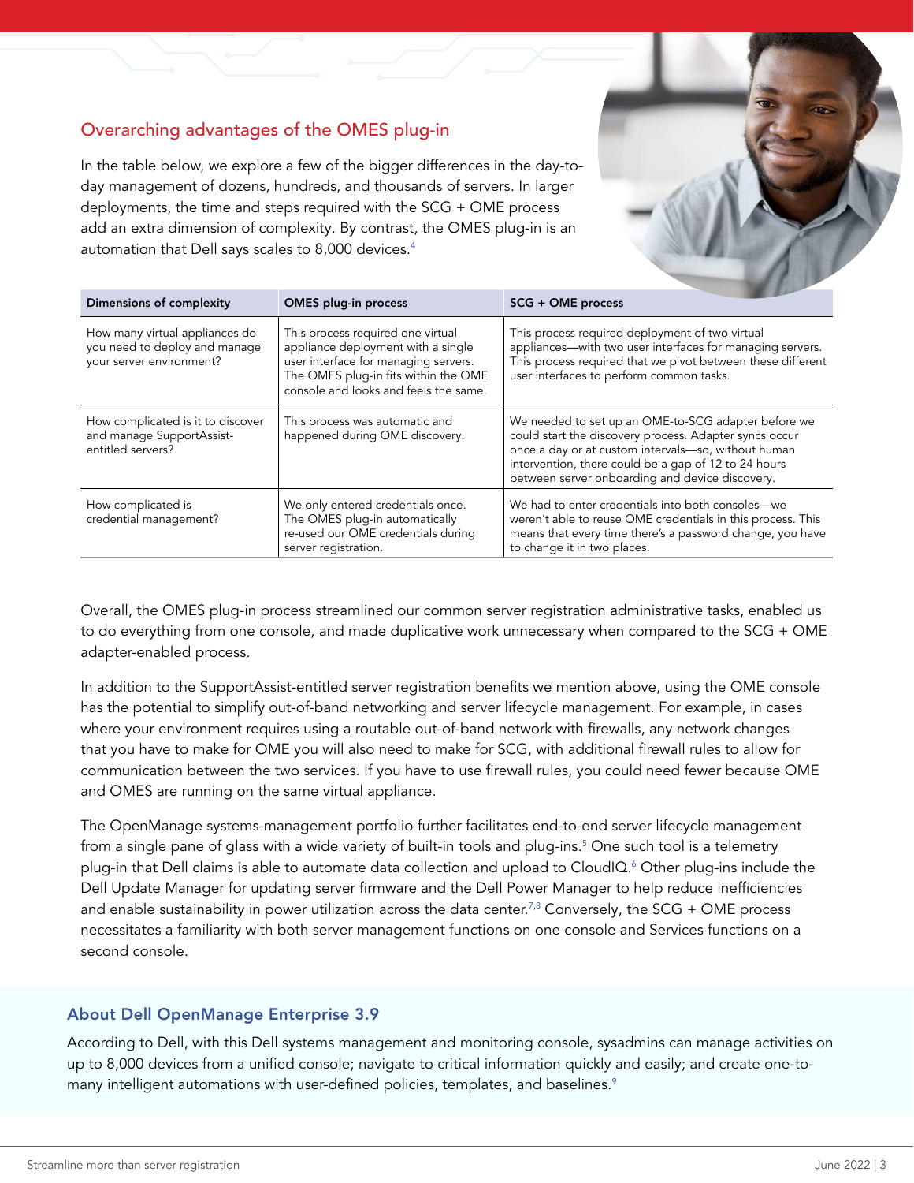## Overarching advantages of the OMES plug-in

In the table below, we explore a few of the bigger differences in the day-to-day management of dozens, hundreds, and thousands of servers. In larger deployments, the time and steps required with the SCG + OME process add an extra dimension of complexity. By contrast, the OMES plug-in is an automation that Dell says scales to 8,000 devices.[4]

| Dimensions of complexity | OMES plug-in process | SCG + OME process |
| --- | --- | --- |
| How many virtual appliances do you need to deploy and manage your server environment? | This process required one virtual appliance deployment with a single user interface for managing servers. The OMES plug-in fits within the OME console and looks and feels the same. | This process required deployment of two virtual appliances—with two user interfaces for managing servers. This process required that we pivot between these different user interfaces to perform common tasks. |
| How complicated is it to discover and manage SupportAssist-entitled servers? | This process was automatic and happened during OME discovery. | We needed to set up an OME-to-SCG adapter before we could start the discovery process. Adapter syncs occur once a day or at custom intervals—so, without human intervention, there could be a gap of 12 to 24 hours between server onboarding and device discovery. |
| How complicated is credential management? | We only entered credentials once. The OMES plug-in automatically re-used our OME credentials during server registration. | We had to enter credentials into both consoles—we weren't able to reuse OME credentials in this process. This means that every time there's a password change, you have to change it in two places. |

Overall, the OMES plug-in process streamlined our common server registration administrative tasks, enabled us to do everything from one console, and made duplicative work unnecessary when compared to the SCG + OME adapter-enabled process.

In addition to the SupportAssist-entitled server registration benefits we mention above, using the OME console has the potential to simplify out-of-band networking and server lifecycle management. For example, in cases where your environment requires using a routable out-of-band network with firewalls, any network changes that you have to make for OME you will also need to make for SCG, with additional firewall rules to allow for communication between the two services. If you have to use firewall rules, you could need fewer because OME and OMES are running on the same virtual appliance.

The OpenManage systems-management portfolio further facilitates end-to-end server lifecycle management from a single pane of glass with a wide variety of built-in tools and plug-ins.[5] One such tool is a telemetry plug-in that Dell claims is able to automate data collection and upload to CloudIQ.[6] Other plug-ins include the Dell Update Manager for updating server firmware and the Dell Power Manager to help reduce inefficiencies and enable sustainability in power utilization across the data center.[7,8] Conversely, the SCG + OME process necessitates a familiarity with both server management functions on one console and Services functions on a second console.

### About Dell OpenManage Enterprise 3.9

According to Dell, with this Dell systems management and monitoring console, sysadmins can manage activities on up to 8,000 devices from a unified console; navigate to critical information quickly and easily; and create one-to-many intelligent automations with user-defined policies, templates, and baselines.[9]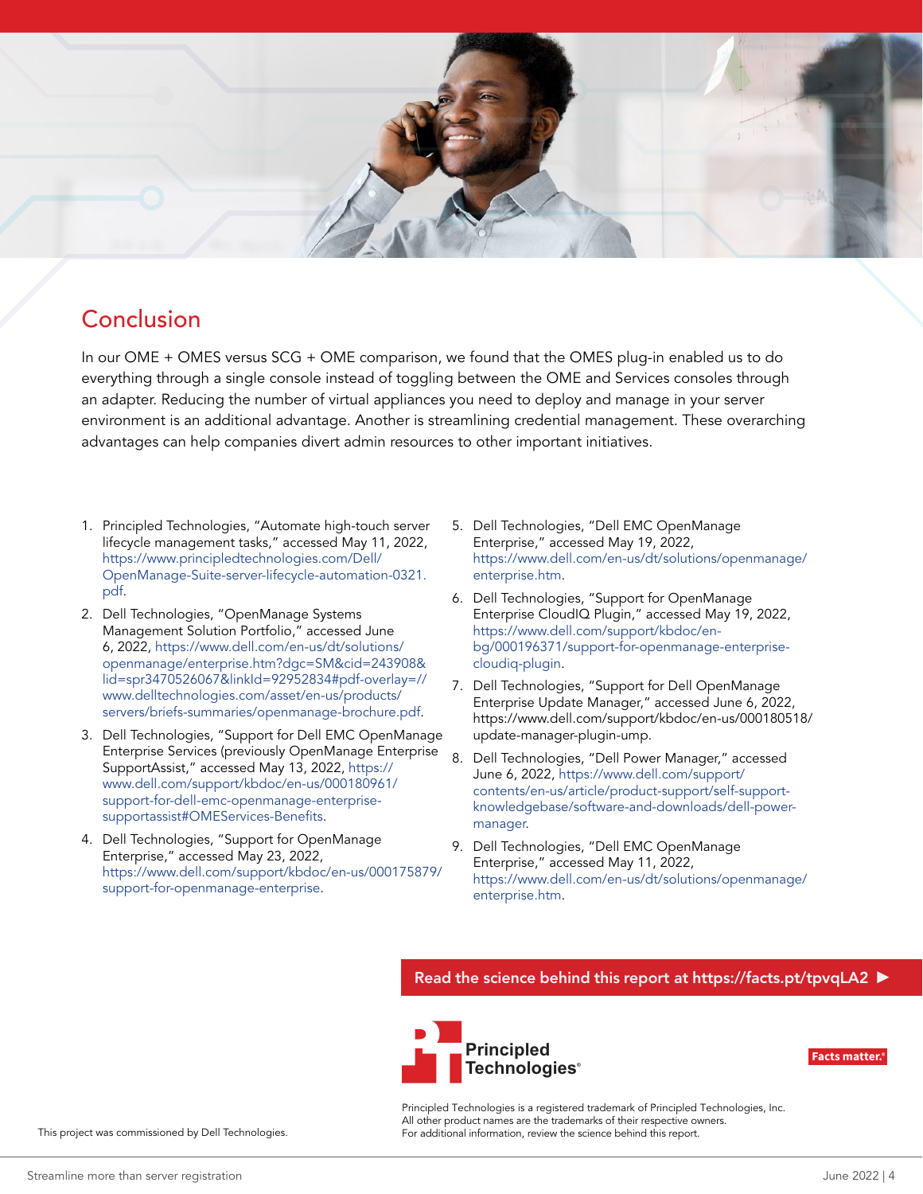## Conclusion

In our OME + OMES versus SCG + OME comparison, we found that the OMES plug-in enabled us to do everything through a single console instead of toggling between the OME and Services consoles through an adapter. Reducing the number of virtual appliances you need to deploy and manage in your server environment is an additional advantage. Another is streamlining credential management. These overarching advantages can help companies divert admin resources to other important initiatives.

1. Principled Technologies, "Automate high-touch server lifecycle management tasks," accessed May 11, 2022, https://www.principledtechnologies.com/Dell/OpenManage-Suite-server-lifecycle-automation-0321.pdf.
2. Dell Technologies, "OpenManage Systems Management Solution Portfolio," accessed June 6, 2022, https://www.dell.com/en-us/dt/solutions/openmanage/enterprise.htm?dgc=SM&cid=243908&lid=spr3470526067&linkId=92952834#pdf-overlay=//www.delltechnologies.com/asset/en-us/products/servers/briefs-summaries/openmanage-brochure.pdf.
3. Dell Technologies, "Support for Dell EMC OpenManage Enterprise Services (previously OpenManage Enterprise SupportAssist," accessed May 13, 2022, https://www.dell.com/support/kbdoc/en-us/000180961/support-for-dell-emc-openmanage-enterprise-supportassist#OMEServices-Benefits.
4. Dell Technologies, "Support for OpenManage Enterprise," accessed May 23, 2022, https://www.dell.com/support/kbdoc/en-us/000175879/support-for-openmanage-enterprise.
5. Dell Technologies, "Dell EMC OpenManage Enterprise," accessed May 19, 2022, https://www.dell.com/en-us/dt/solutions/openmanage/enterprise.htm.
6. Dell Technologies, "Support for OpenManage Enterprise CloudIQ Plugin," accessed May 19, 2022, https://www.dell.com/support/kbdoc/en-bg/000196371/support-for-openmanage-enterprise-cloudiq-plugin.
7. Dell Technologies, "Support for Dell OpenManage Enterprise Update Manager," accessed June 6, 2022, https://www.dell.com/support/kbdoc/en-us/000180518/update-manager-plugin-ump.
8. Dell Technologies, "Dell Power Manager," accessed June 6, 2022, https://www.dell.com/support/contents/en-us/article/product-support/self-support-knowledgebase/software-and-downloads/dell-power-manager.
9. Dell Technologies, "Dell EMC OpenManage Enterprise," accessed May 11, 2022, https://www.dell.com/en-us/dt/solutions/openmanage/enterprise.htm.

**Read the science behind this report at https://facts.pt/tpvqLA2 ▶**

Principled Technologies®

Facts matter.®

This project was commissioned by Dell Technologies.

Principled Technologies is a registered trademark of Principled Technologies, Inc.
All other product names are the trademarks of their respective owners.
For additional information, review the science behind this report.